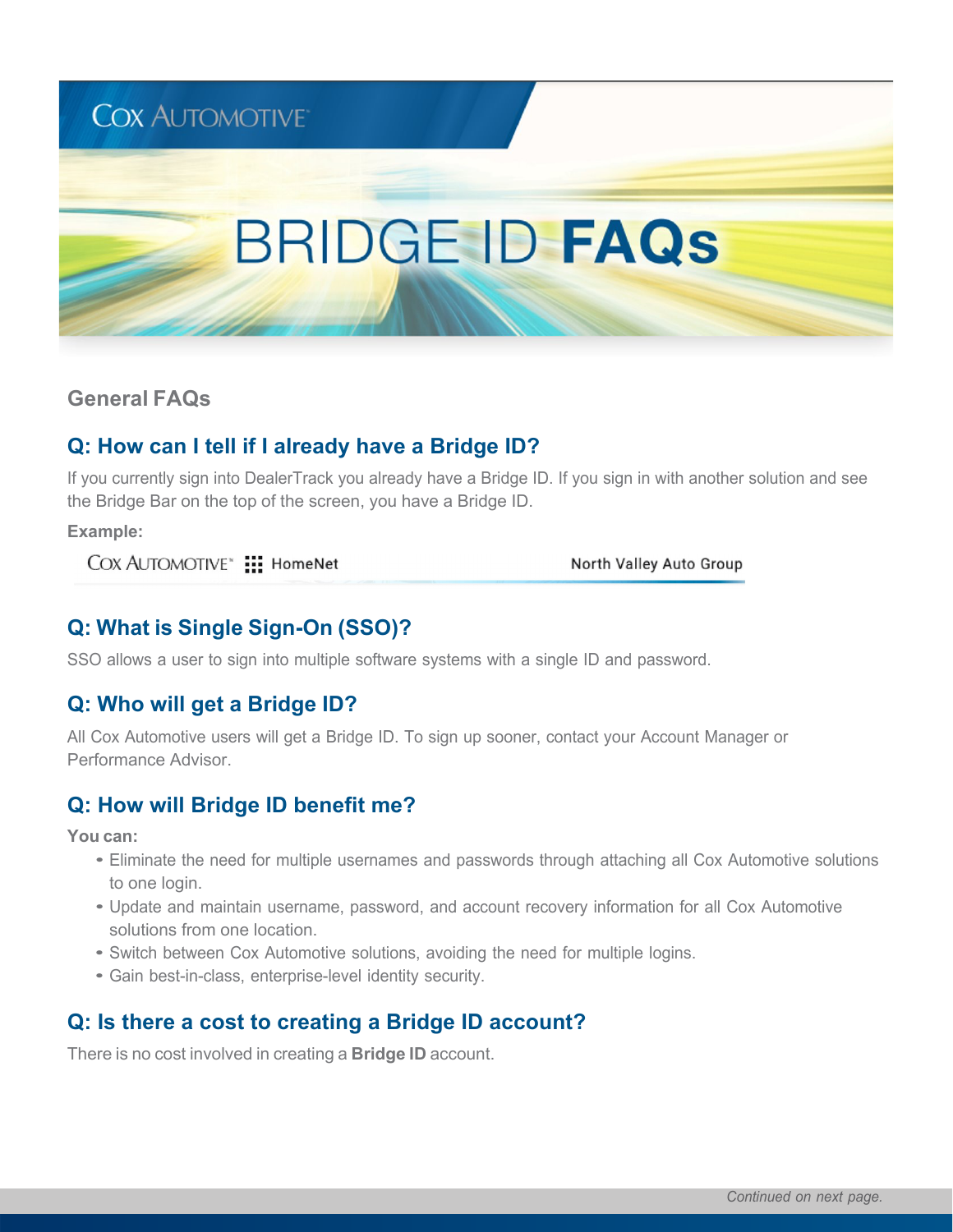# BRIDGE ID FAQs

## General FAQs

### Q: How can I tell if I already have a Bridge ID?

If you currently sign into DealerTrack you already have a Bridge ID. If you sign in with another solution and see the Bridge Bar on the top of the screen, you have a Bridge ID.

**Example:**

COX AUTOMOTIVE HomeNet North Valley Auto Group

### Q: What is Single Sign-On (SSO)?

SSO allows a user to sign into multiple software systems with a single ID and password.

### Q: Who will get a Bridge ID?

All Cox Automotive users will get a Bridge ID. To sign up sooner, contact your Account Manager or Performance Advisor.

### Q: How will Bridge ID benefit me?

**You can:**

- Eliminate the need for multiple usernames and passwords through attaching all Cox Automotive solutions to one login.
- Update and maintain username, password, and account recovery information for all Cox Automotive solutions from one location.
- Switch between Cox Automotive solutions, avoiding the need for multiple logins.
- Gain best-in-class, enterprise-level identity security.

### Q: Is there a cost to creating a Bridge ID account?

There is no cost involved in creating a **Bridge ID** account.

*Continued on next page.*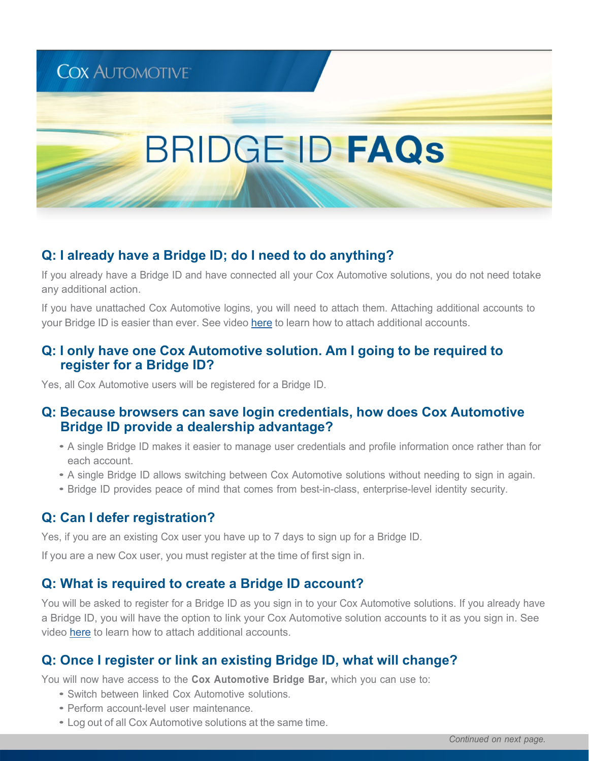Cox Automotive

# BRIDGE ID **FAQs**

## Q: I already have a Bridge ID; do I need to do anything?

If you already have a Bridge ID and have connected all your Cox Automotive solutions, you do not need totake any additional action.

If you have unattached Cox Automotive logins, you will need to attach them. Attaching additional accounts to your Bridge ID is easier than ever. See video here to learn how to attach additional accounts.

## Q: I only have one Cox Automotive solution. Am I going to be required to register for a Bridge ID?

Yes, all Cox Automotive users will be registered for a Bridge ID.

## Q: Because browsers can save login credentials, how does Cox Automotive Bridge ID provide a dealership advantage?

- A single Bridge ID makes it easier to manage user credentials and profile information once rather than for each account.
- A single Bridge ID allows switching between Cox Automotive solutions without needing to sign in again.
- Bridge ID provides peace of mind that comes from best-in-class, enterprise-level identity security.

## Q: Can I defer registration?

Yes, if you are an existing Cox user you have up to 7 days to sign up for a Bridge ID.

If you are a new Cox user, you must register at the time of first sign in.

## Q: What is required to create a Bridge ID account?

You will be asked to register for a Bridge ID as you sign in to your Cox Automotive solutions. If you already have a Bridge ID, you will have the option to link your Cox Automotive solution accounts to it as you sign in. See video here to learn how to attach additional accounts.

## Q: Once I register or link an existing Bridge ID, what will change?

You will now have access to the **Cox Automotive Bridge Bar,** which you can use to:

- Switch between linked Cox Automotive solutions.
- Perform account-level user maintenance.
- Log out of all Cox Automotive solutions at the same time.

*Continued on next page.*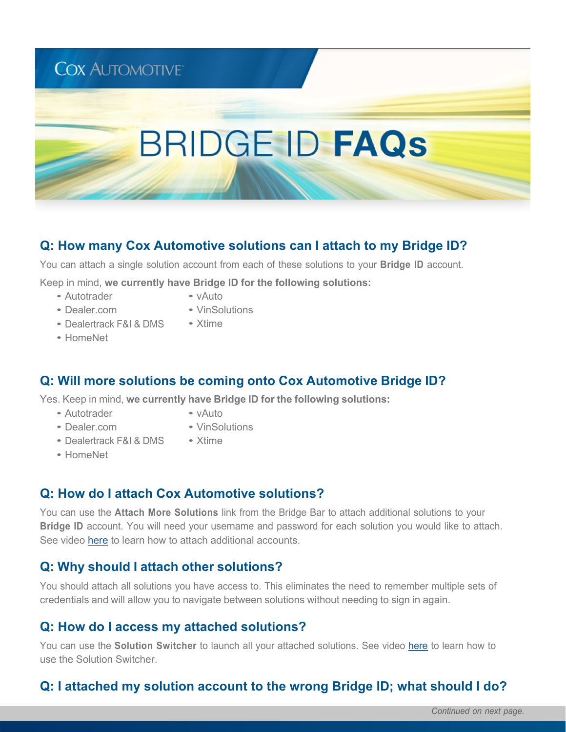# BRIDGE ID **FAQs**

## Q: How many Cox Automotive solutions can I attach to my Bridge ID?

You can attach a single solution account from each of these solutions to your **Bridge ID** account.

Keep in mind, **we currently have Bridge ID for the following solutions:**

- Autotrader
- Dealer.com
- Dealertrack F&I & DMS
- HomeNet
- vAuto
- VinSolutions
- Xtime

## Q: Will more solutions be coming onto Cox Automotive Bridge ID?

Yes. Keep in mind, **we currently have Bridge ID for the following solutions:**

- Autotrader
- Dealer.com
- Dealertrack F&I & DMS
- HomeNet
- vAuto
- VinSolutions
- Xtime

## Q: How do I attach Cox Automotive solutions?

You can use the **Attach More Solutions** link from the Bridge Bar to attach additional solutions to your **Bridge ID** account. You will need your username and password for each solution you would like to attach. See video here to learn how to attach additional accounts.

## Q: Why should I attach other solutions?

You should attach all solutions you have access to. This eliminates the need to remember multiple sets of credentials and will allow you to navigate between solutions without needing to sign in again.

## Q: How do I access my attached solutions?

You can use the **Solution Switcher** to launch all your attached solutions. See video here to learn how to use the Solution Switcher.

## Q: I attached my solution account to the wrong Bridge ID; what should I do?

*Continued on next page.*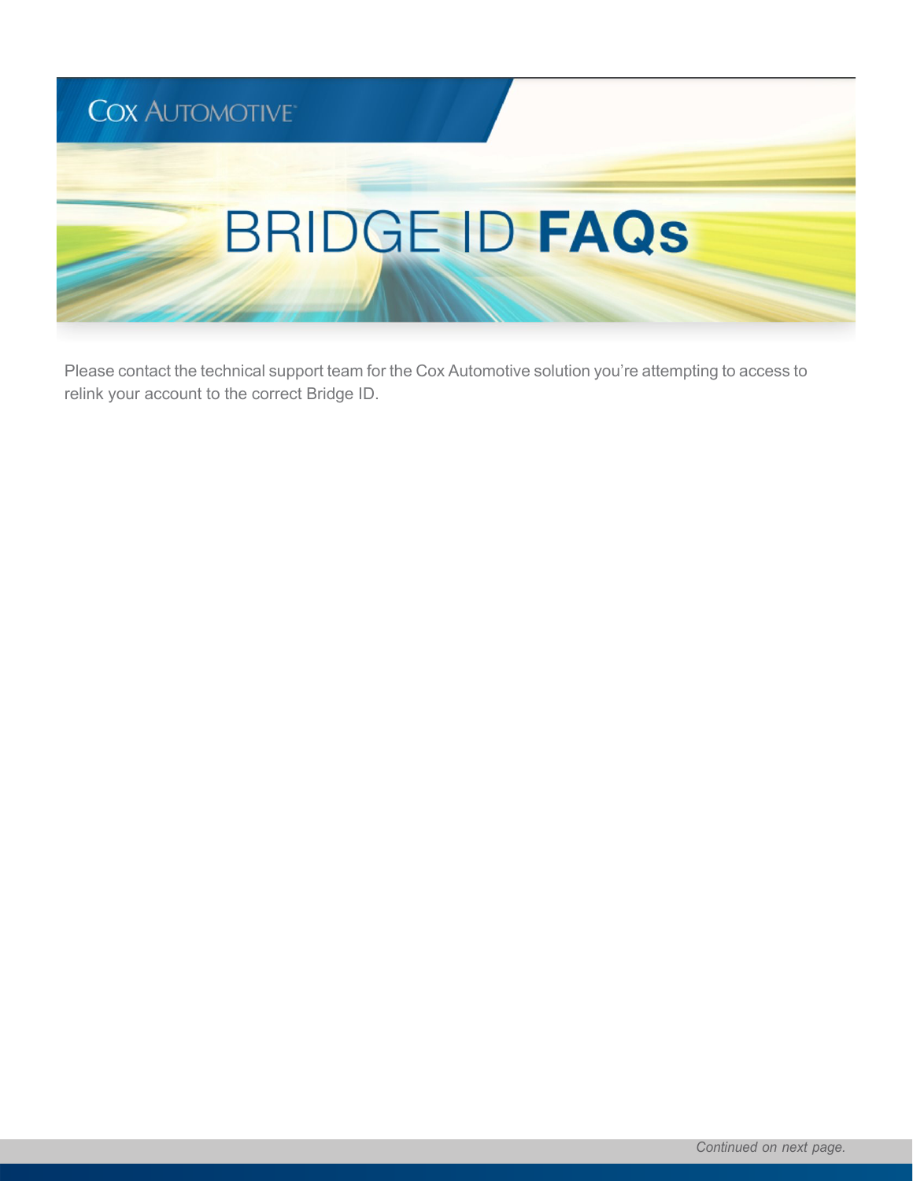# BRIDGE ID **FAQs**

Please contact the technical support team for the Cox Automotive solution you're attempting to access to relink your account to the correct Bridge ID.

*Continued on next page.*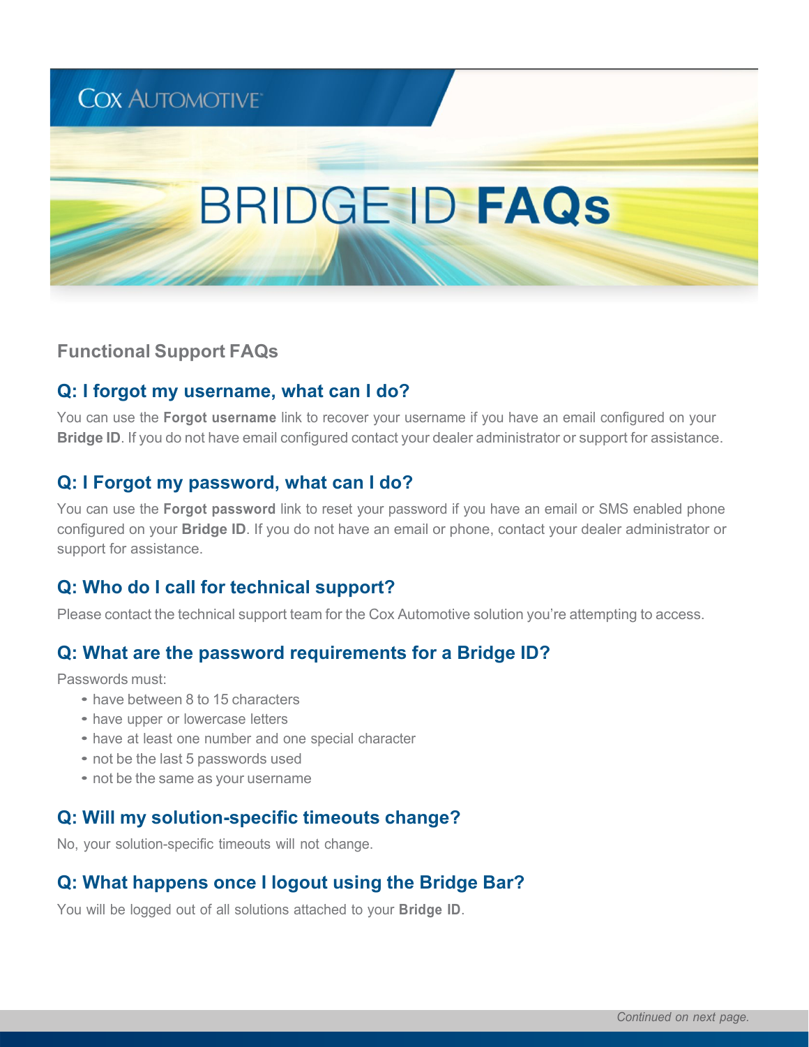Cox Automotive

# BRIDGE ID **FAQs**

## Functional Support FAQs

### Q: I forgot my username, what can I do?

You can use the **Forgot username** link to recover your username if you have an email configured on your **Bridge ID**. If you do not have email configured contact your dealer administrator or support for assistance.

### Q: I Forgot my password, what can I do?

You can use the **Forgot password** link to reset your password if you have an email or SMS enabled phone configured on your **Bridge ID**. If you do not have an email or phone, contact your dealer administrator or support for assistance.

### Q: Who do I call for technical support?

Please contact the technical support team for the Cox Automotive solution you're attempting to access.

### Q: What are the password requirements for a Bridge ID?

Passwords must:

- have between 8 to 15 characters
- have upper or lowercase letters
- have at least one number and one special character
- not be the last 5 passwords used
- not be the same as your username

### Q: Will my solution-specific timeouts change?

No, your solution-specific timeouts will not change.

### Q: What happens once I logout using the Bridge Bar?

You will be logged out of all solutions attached to your **Bridge ID**.

*Continued on next page.*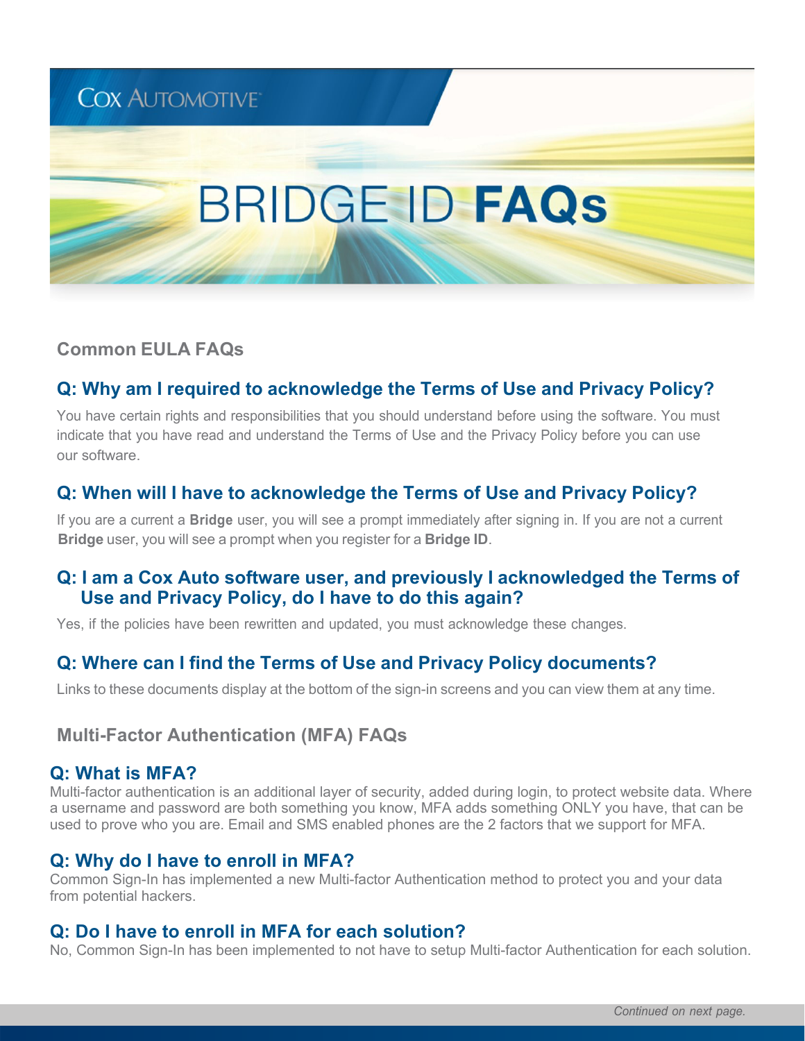Cox Automotive

# BRIDGE ID **FAQs**

## Common EULA FAQs

### Q: Why am I required to acknowledge the Terms of Use and Privacy Policy?

You have certain rights and responsibilities that you should understand before using the software. You must indicate that you have read and understand the Terms of Use and the Privacy Policy before you can use our software.

### Q: When will I have to acknowledge the Terms of Use and Privacy Policy?

If you are a current **Bridge** user, you will see a prompt immediately after signing in. If you are not a current **Bridge** user, you will see a prompt when you register for a **Bridge ID**.

### Q: I am a Cox Auto software user, and previously I acknowledged the Terms of Use and Privacy Policy, do I have to do this again?

Yes, if the policies have been rewritten and updated, you must acknowledge these changes.

### Q: Where can I find the Terms of Use and Privacy Policy documents?

Links to these documents display at the bottom of the sign-in screens and you can view them at any time.

## Multi-Factor Authentication (MFA) FAQs

### Q: What is MFA?

Multi-factor authentication is an additional layer of security, added during login, to protect website data. Where a username and password are both something you know, MFA adds something ONLY you have, that can be used to prove who you are. Email and SMS enabled phones are the 2 factors that we support for MFA.

### Q: Why do I have to enroll in MFA?

Common Sign-In has implemented a new Multi-factor Authentication method to protect you and your data from potential hackers.

### Q: Do I have to enroll in MFA for each solution?

No, Common Sign-In has been implemented to not have to setup Multi-factor Authentication for each solution.

*Continued on next page.*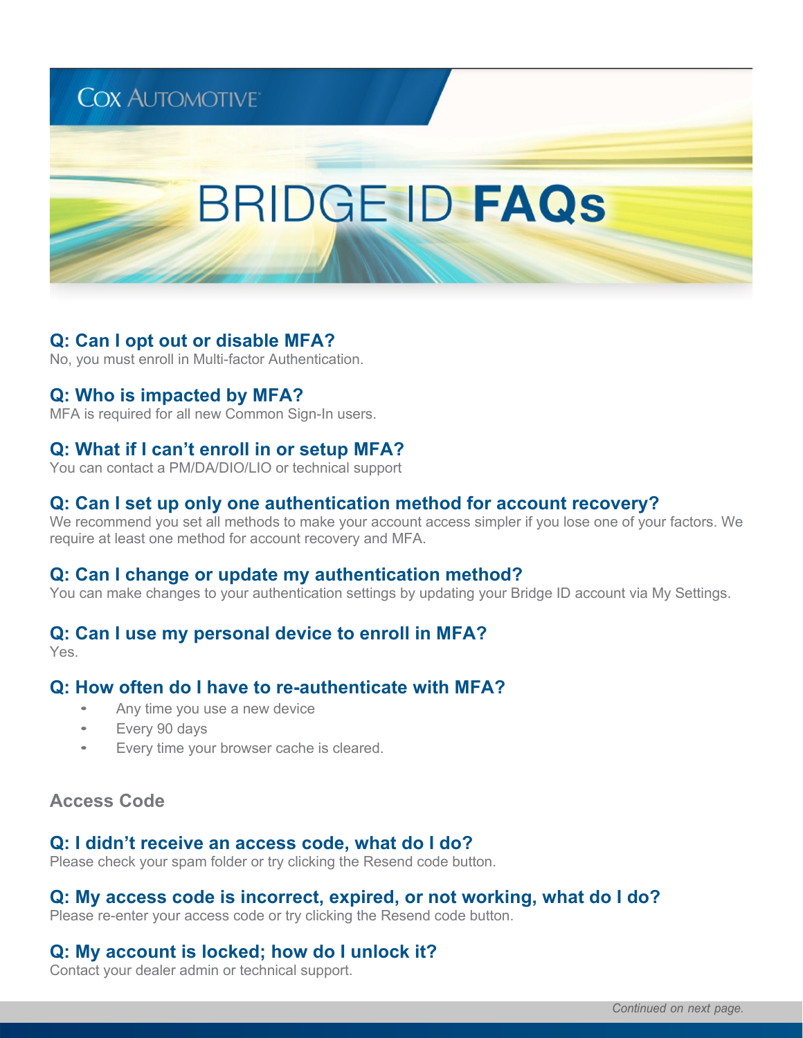Cox Automotive

# BRIDGE ID FAQs

### Q: Can I opt out or disable MFA?
No, you must enroll in Multi-factor Authentication.

### Q: Who is impacted by MFA?
MFA is required for all new Common Sign-In users.

### Q: What if I can't enroll in or setup MFA?
You can contact a PM/DA/DIO/LIO or technical support

### Q: Can I set up only one authentication method for account recovery?
We recommend you set all methods to make your account access simpler if you lose one of your factors. We require at least one method for account recovery and MFA.

### Q: Can I change or update my authentication method?
You can make changes to your authentication settings by updating your Bridge ID account via My Settings.

### Q: Can I use my personal device to enroll in MFA?
Yes.

### Q: How often do I have to re-authenticate with MFA?
- Any time you use a new device
- Every 90 days
- Every time your browser cache is cleared.

## Access Code

### Q: I didn't receive an access code, what do I do?
Please check your spam folder or try clicking the Resend code button.

### Q: My access code is incorrect, expired, or not working, what do I do?
Please re-enter your access code or try clicking the Resend code button.

### Q: My account is locked; how do I unlock it?
Contact your dealer admin or technical support.

*Continued on next page.*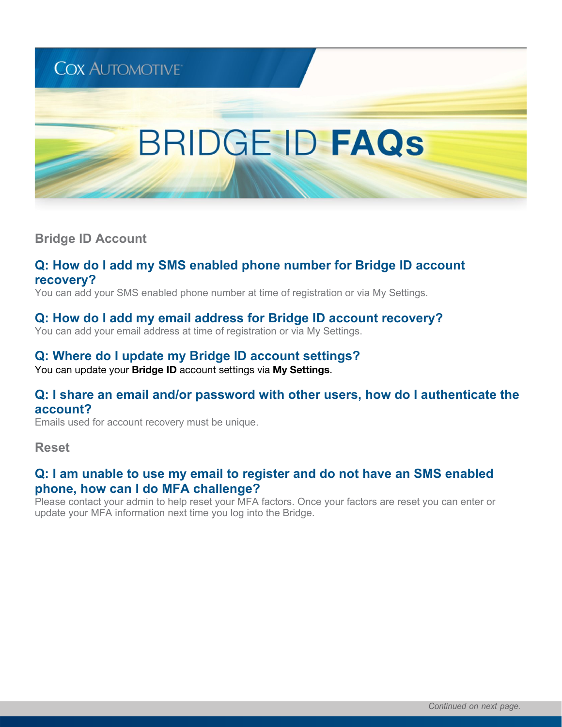COX AUTOMOTIVE

# BRIDGE ID **FAQs**

## Bridge ID Account

### Q: How do I add my SMS enabled phone number for Bridge ID account recovery?

You can add your SMS enabled phone number at time of registration or via My Settings.

### Q: How do I add my email address for Bridge ID account recovery?

You can add your email address at time of registration or via My Settings.

### Q: Where do I update my Bridge ID account settings?

You can update your **Bridge ID** account settings via **My Settings**.

### Q: I share an email and/or password with other users, how do I authenticate the account?

Emails used for account recovery must be unique.

## Reset

### Q: I am unable to use my email to register and do not have an SMS enabled phone, how can I do MFA challenge?

Please contact your admin to help reset your MFA factors. Once your factors are reset you can enter or update your MFA information next time you log into the Bridge.

*Continued on next page.*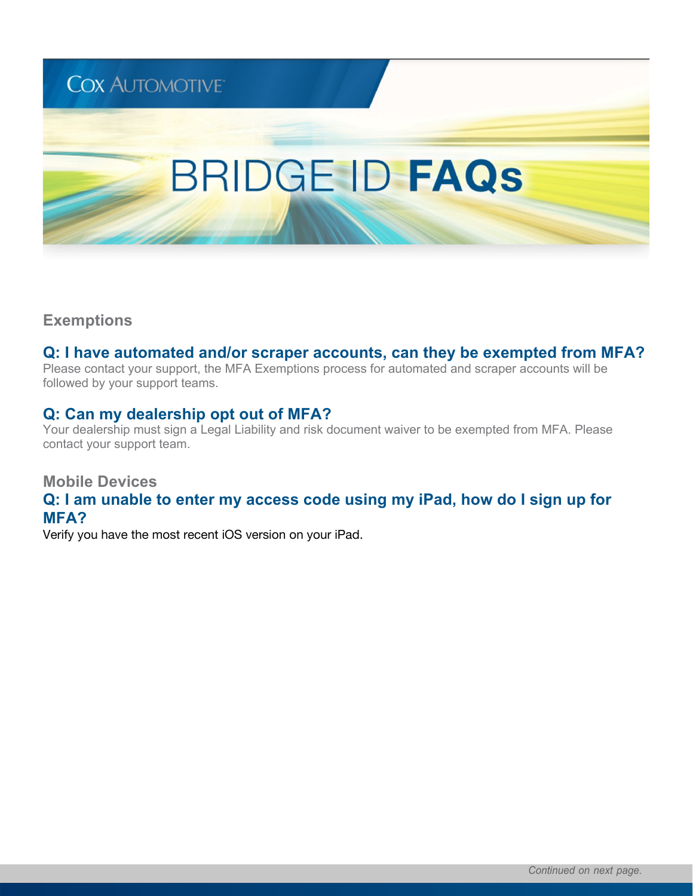# BRIDGE ID **FAQs**

## Exemptions

### Q: I have automated and/or scraper accounts, can they be exempted from MFA?

Please contact your support, the MFA Exemptions process for automated and scraper accounts will be followed by your support teams.

### Q: Can my dealership opt out of MFA?

Your dealership must sign a Legal Liability and risk document waiver to be exempted from MFA. Please contact your support team.

## Mobile Devices

### Q: I am unable to enter my access code using my iPad, how do I sign up for MFA?

Verify you have the most recent iOS version on your iPad.

*Continued on next page.*